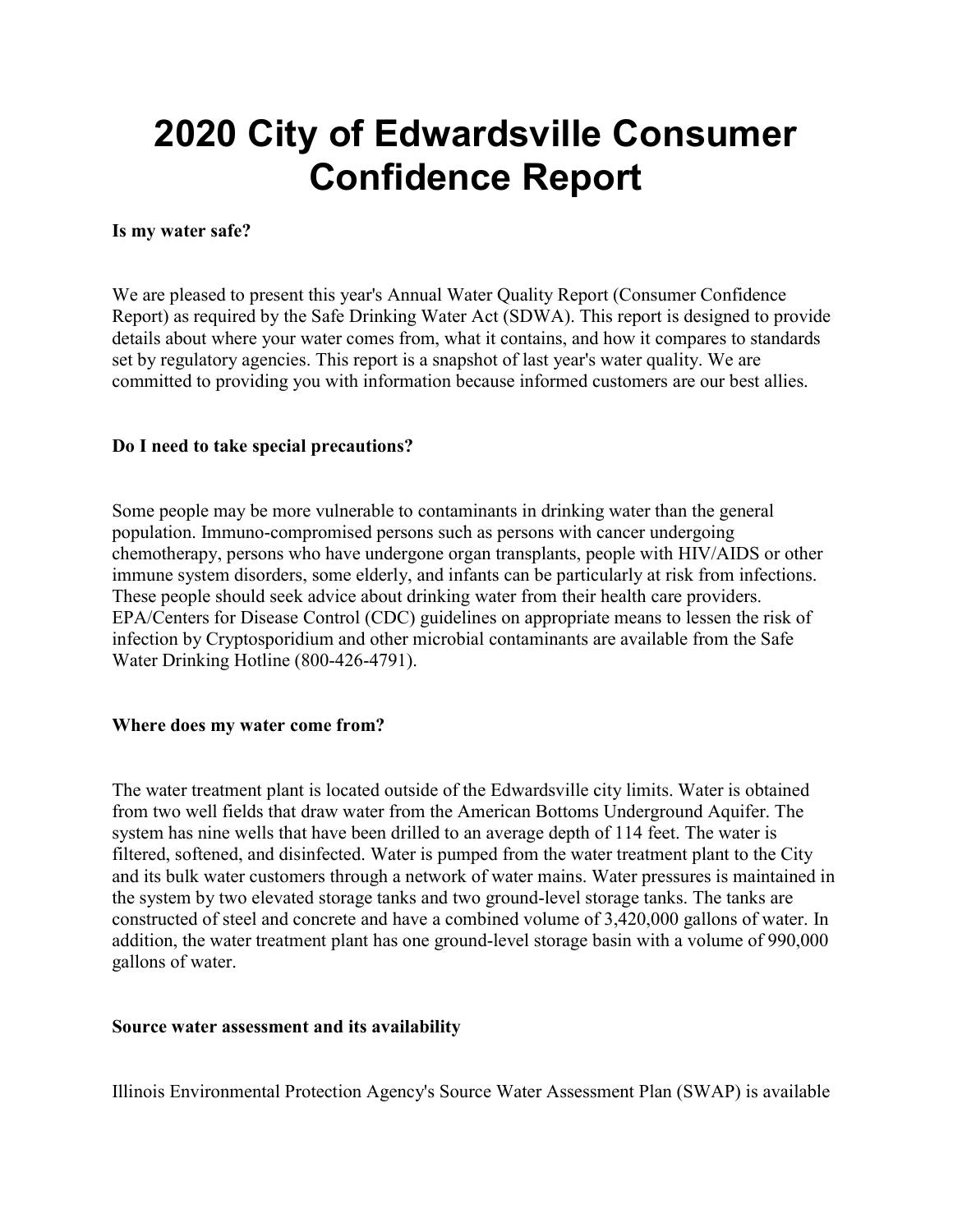# 2020 City of Edwardsville Consumer Confidence Report

**Is my water safe?**

We are pleased to present this year's Annual Water Quality Report (Consumer Confidence Report) as required by the Safe Drinking Water Act (SDWA). This report is designed to provide details about where your water comes from, what it contains, and how it compares to standards set by regulatory agencies. This report is a snapshot of last year's water quality. We are committed to providing you with information because informed customers are our best allies.

**Do I need to take special precautions?**

Some people may be more vulnerable to contaminants in drinking water than the general population. Immuno-compromised persons such as persons with cancer undergoing chemotherapy, persons who have undergone organ transplants, people with HIV/AIDS or other immune system disorders, some elderly, and infants can be particularly at risk from infections. These people should seek advice about drinking water from their health care providers. EPA/Centers for Disease Control (CDC) guidelines on appropriate means to lessen the risk of infection by Cryptosporidium and other microbial contaminants are available from the Safe Water Drinking Hotline (800-426-4791).

**Where does my water come from?**

The water treatment plant is located outside of the Edwardsville city limits. Water is obtained from two well fields that draw water from the American Bottoms Underground Aquifer. The system has nine wells that have been drilled to an average depth of 114 feet. The water is filtered, softened, and disinfected. Water is pumped from the water treatment plant to the City and its bulk water customers through a network of water mains. Water pressures is maintained in the system by two elevated storage tanks and two ground-level storage tanks. The tanks are constructed of steel and concrete and have a combined volume of 3,420,000 gallons of water. In addition, the water treatment plant has one ground-level storage basin with a volume of 990,000 gallons of water.

**Source water assessment and its availability**

Illinois Environmental Protection Agency's Source Water Assessment Plan (SWAP) is available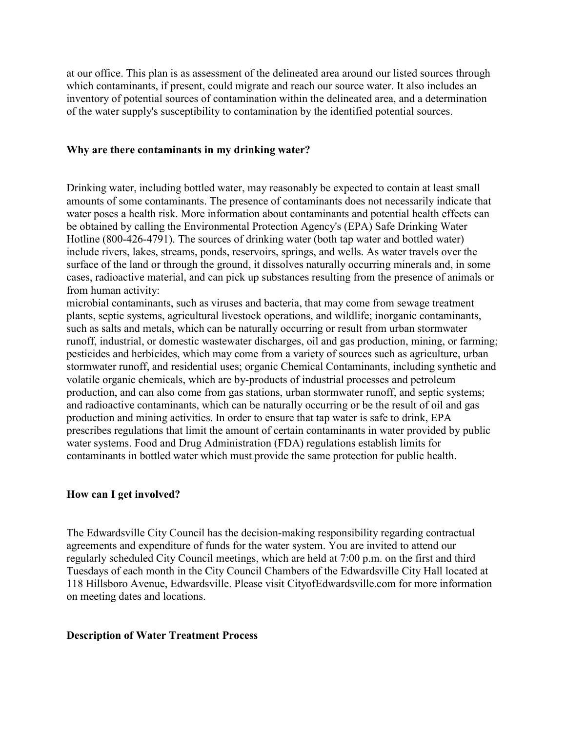at our office. This plan is as assessment of the delineated area around our listed sources through which contaminants, if present, could migrate and reach our source water. It also includes an inventory of potential sources of contamination within the delineated area, and a determination of the water supply's susceptibility to contamination by the identified potential sources.

## Why are there contaminants in my drinking water?

Drinking water, including bottled water, may reasonably be expected to contain at least small amounts of some contaminants. The presence of contaminants does not necessarily indicate that water poses a health risk. More information about contaminants and potential health effects can be obtained by calling the Environmental Protection Agency's (EPA) Safe Drinking Water Hotline (800-426-4791). The sources of drinking water (both tap water and bottled water) include rivers, lakes, streams, ponds, reservoirs, springs, and wells. As water travels over the surface of the land or through the ground, it dissolves naturally occurring minerals and, in some cases, radioactive material, and can pick up substances resulting from the presence of animals or from human activity:
microbial contaminants, such as viruses and bacteria, that may come from sewage treatment plants, septic systems, agricultural livestock operations, and wildlife; inorganic contaminants, such as salts and metals, which can be naturally occurring or result from urban stormwater runoff, industrial, or domestic wastewater discharges, oil and gas production, mining, or farming; pesticides and herbicides, which may come from a variety of sources such as agriculture, urban stormwater runoff, and residential uses; organic Chemical Contaminants, including synthetic and volatile organic chemicals, which are by-products of industrial processes and petroleum production, and can also come from gas stations, urban stormwater runoff, and septic systems; and radioactive contaminants, which can be naturally occurring or be the result of oil and gas production and mining activities. In order to ensure that tap water is safe to drink, EPA prescribes regulations that limit the amount of certain contaminants in water provided by public water systems. Food and Drug Administration (FDA) regulations establish limits for contaminants in bottled water which must provide the same protection for public health.

## How can I get involved?

The Edwardsville City Council has the decision-making responsibility regarding contractual agreements and expenditure of funds for the water system. You are invited to attend our regularly scheduled City Council meetings, which are held at 7:00 p.m. on the first and third Tuesdays of each month in the City Council Chambers of the Edwardsville City Hall located at 118 Hillsboro Avenue, Edwardsville. Please visit CityofEdwardsville.com for more information on meeting dates and locations.

## Description of Water Treatment Process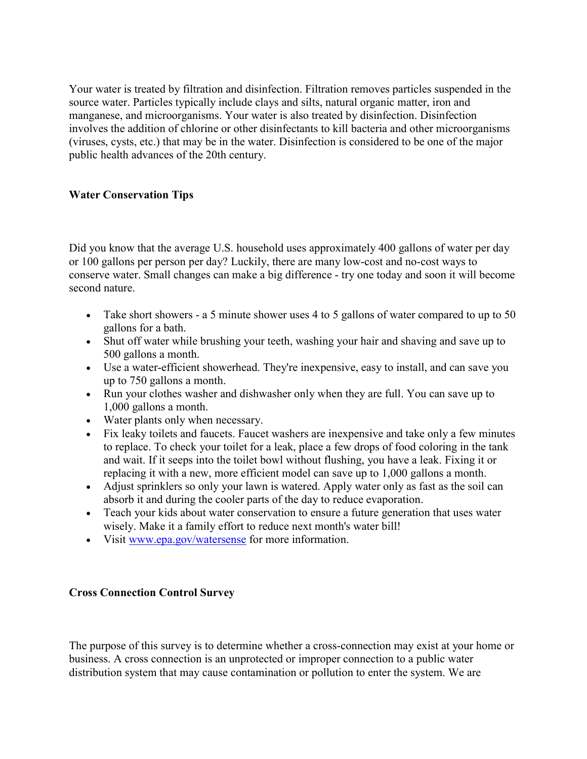Your water is treated by filtration and disinfection. Filtration removes particles suspended in the source water. Particles typically include clays and silts, natural organic matter, iron and manganese, and microorganisms. Your water is also treated by disinfection. Disinfection involves the addition of chlorine or other disinfectants to kill bacteria and other microorganisms (viruses, cysts, etc.) that may be in the water. Disinfection is considered to be one of the major public health advances of the 20th century.

**Water Conservation Tips**

Did you know that the average U.S. household uses approximately 400 gallons of water per day or 100 gallons per person per day? Luckily, there are many low-cost and no-cost ways to conserve water. Small changes can make a big difference - try one today and soon it will become second nature.

- Take short showers - a 5 minute shower uses 4 to 5 gallons of water compared to up to 50 gallons for a bath.
- Shut off water while brushing your teeth, washing your hair and shaving and save up to 500 gallons a month.
- Use a water-efficient showerhead. They're inexpensive, easy to install, and can save you up to 750 gallons a month.
- Run your clothes washer and dishwasher only when they are full. You can save up to 1,000 gallons a month.
- Water plants only when necessary.
- Fix leaky toilets and faucets. Faucet washers are inexpensive and take only a few minutes to replace. To check your toilet for a leak, place a few drops of food coloring in the tank and wait. If it seeps into the toilet bowl without flushing, you have a leak. Fixing it or replacing it with a new, more efficient model can save up to 1,000 gallons a month.
- Adjust sprinklers so only your lawn is watered. Apply water only as fast as the soil can absorb it and during the cooler parts of the day to reduce evaporation.
- Teach your kids about water conservation to ensure a future generation that uses water wisely. Make it a family effort to reduce next month's water bill!
- Visit [www.epa.gov/watersense](http://www.epa.gov/watersense) for more information.

**Cross Connection Control Survey**

The purpose of this survey is to determine whether a cross-connection may exist at your home or business. A cross connection is an unprotected or improper connection to a public water distribution system that may cause contamination or pollution to enter the system. We are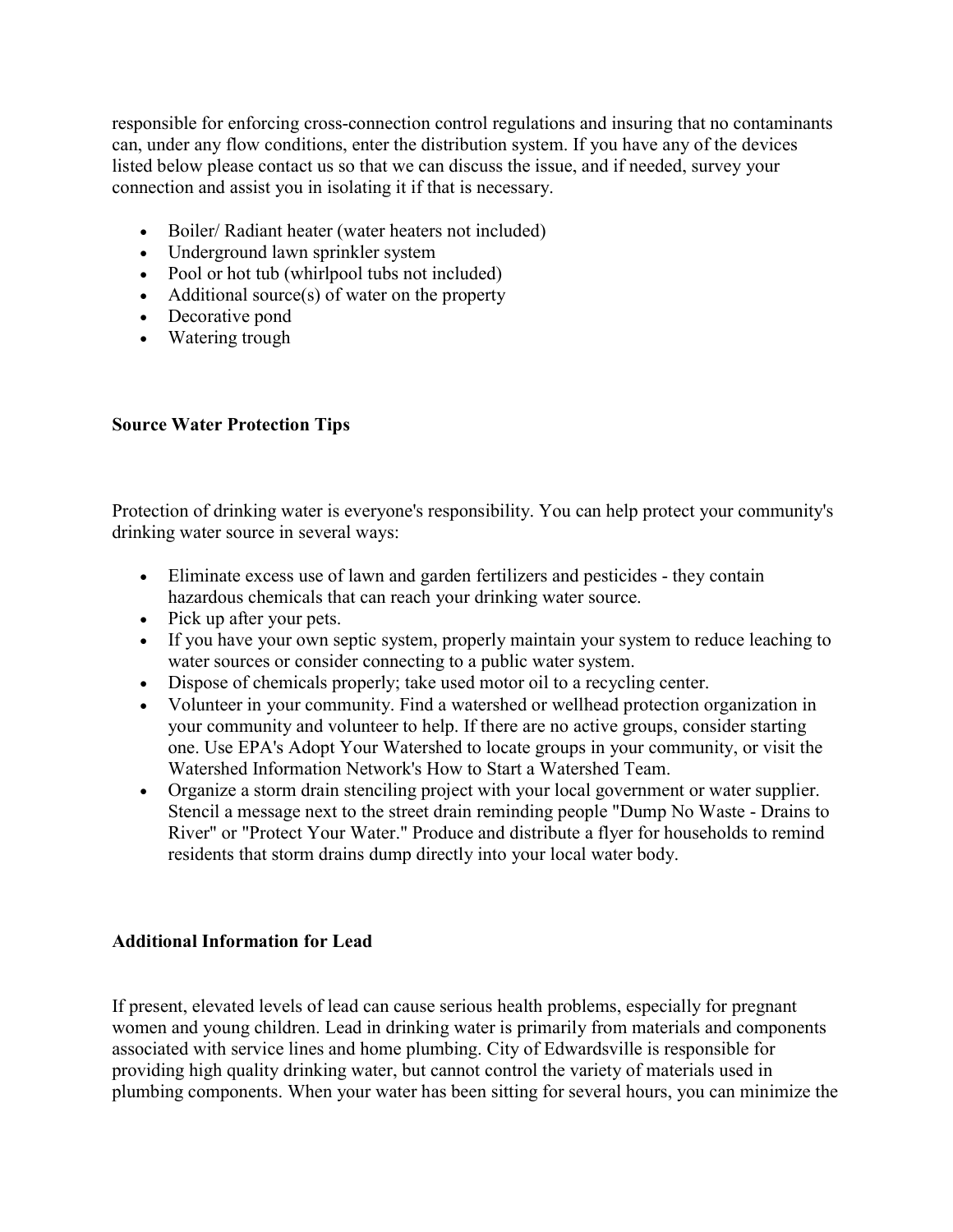responsible for enforcing cross-connection control regulations and insuring that no contaminants can, under any flow conditions, enter the distribution system. If you have any of the devices listed below please contact us so that we can discuss the issue, and if needed, survey your connection and assist you in isolating it if that is necessary.

- Boiler/ Radiant heater (water heaters not included)
- Underground lawn sprinkler system
- Pool or hot tub (whirlpool tubs not included)
- Additional source(s) of water on the property
- Decorative pond
- Watering trough

**Source Water Protection Tips**

Protection of drinking water is everyone's responsibility. You can help protect your community's drinking water source in several ways:

- Eliminate excess use of lawn and garden fertilizers and pesticides - they contain hazardous chemicals that can reach your drinking water source.
- Pick up after your pets.
- If you have your own septic system, properly maintain your system to reduce leaching to water sources or consider connecting to a public water system.
- Dispose of chemicals properly; take used motor oil to a recycling center.
- Volunteer in your community. Find a watershed or wellhead protection organization in your community and volunteer to help. If there are no active groups, consider starting one. Use EPA's Adopt Your Watershed to locate groups in your community, or visit the Watershed Information Network's How to Start a Watershed Team.
- Organize a storm drain stenciling project with your local government or water supplier. Stencil a message next to the street drain reminding people "Dump No Waste - Drains to River" or "Protect Your Water." Produce and distribute a flyer for households to remind residents that storm drains dump directly into your local water body.

**Additional Information for Lead**

If present, elevated levels of lead can cause serious health problems, especially for pregnant women and young children. Lead in drinking water is primarily from materials and components associated with service lines and home plumbing. City of Edwardsville is responsible for providing high quality drinking water, but cannot control the variety of materials used in plumbing components. When your water has been sitting for several hours, you can minimize the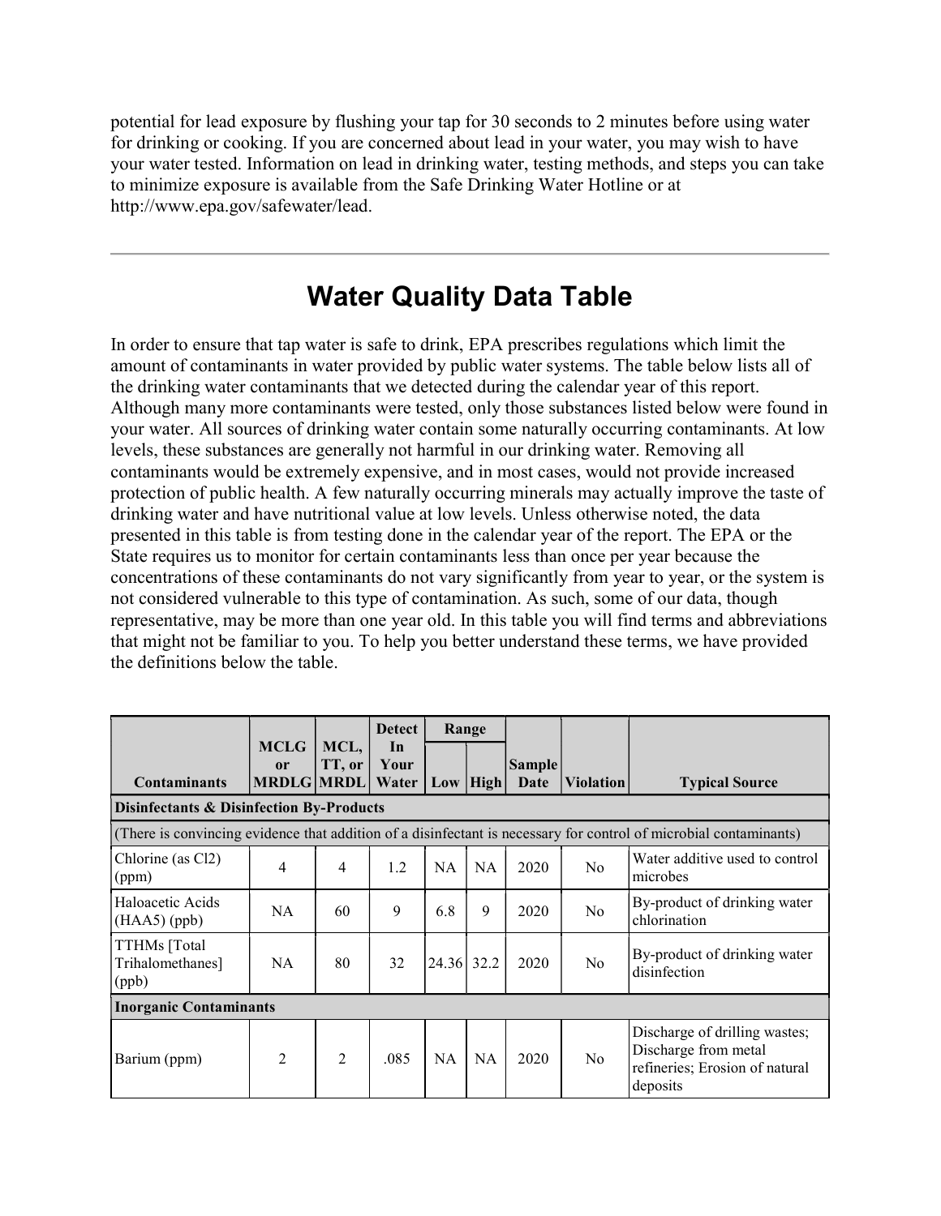potential for lead exposure by flushing your tap for 30 seconds to 2 minutes before using water for drinking or cooking. If you are concerned about lead in your water, you may wish to have your water tested. Information on lead in drinking water, testing methods, and steps you can take to minimize exposure is available from the Safe Drinking Water Hotline or at http://www.epa.gov/safewater/lead.

---

# Water Quality Data Table

In order to ensure that tap water is safe to drink, EPA prescribes regulations which limit the amount of contaminants in water provided by public water systems. The table below lists all of the drinking water contaminants that we detected during the calendar year of this report. Although many more contaminants were tested, only those substances listed below were found in your water. All sources of drinking water contain some naturally occurring contaminants. At low levels, these substances are generally not harmful in our drinking water. Removing all contaminants would be extremely expensive, and in most cases, would not provide increased protection of public health. A few naturally occurring minerals may actually improve the taste of drinking water and have nutritional value at low levels. Unless otherwise noted, the data presented in this table is from testing done in the calendar year of the report. The EPA or the State requires us to monitor for certain contaminants less than once per year because the concentrations of these contaminants do not vary significantly from year to year, or the system is not considered vulnerable to this type of contamination. As such, some of our data, though representative, may be more than one year old. In this table you will find terms and abbreviations that might not be familiar to you. To help you better understand these terms, we have provided the definitions below the table.

| Contaminants | MCLG or MRDLG | MCL, TT, or MRDL | Detect In Your Water | Range | | Sample Date | Violation | Typical Source |
|---|---|---|---|---|---|---|---|---|
| | | | | Low | High | | | |
| **Disinfectants & Disinfection By-Products** | | | | | | | | |
| (There is convincing evidence that addition of a disinfectant is necessary for control of microbial contaminants) | | | | | | | | |
| Chlorine (as Cl2) (ppm) | 4 | 4 | 1.2 | NA | NA | 2020 | No | Water additive used to control microbes |
| Haloacetic Acids (HAA5) (ppb) | NA | 60 | 9 | 6.8 | 9 | 2020 | No | By-product of drinking water chlorination |
| TTHMs [Total Trihalomethanes] (ppb) | NA | 80 | 32 | 24.36 | 32.2 | 2020 | No | By-product of drinking water disinfection |
| **Inorganic Contaminants** | | | | | | | | |
| Barium (ppm) | 2 | 2 | .085 | NA | NA | 2020 | No | Discharge of drilling wastes; Discharge from metal refineries; Erosion of natural deposits |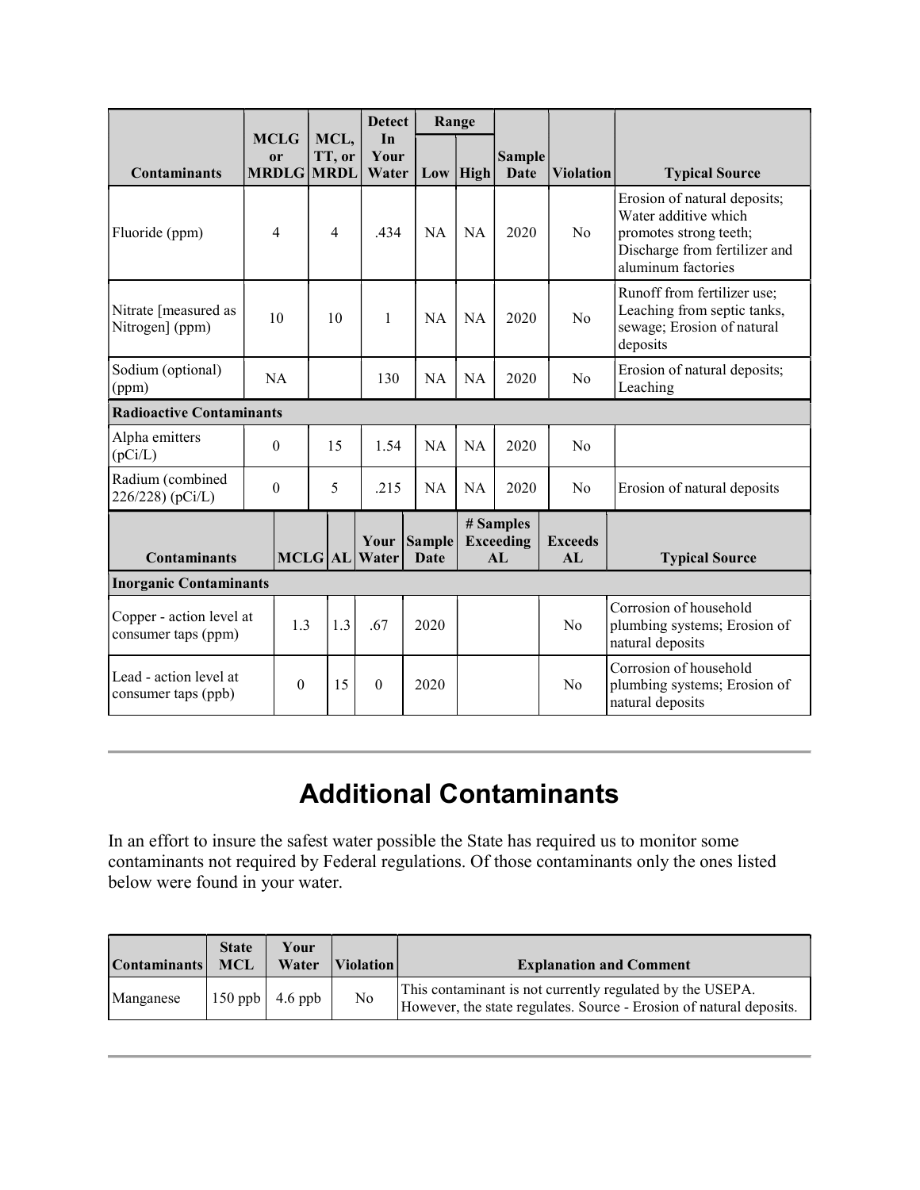| Contaminants | MCLG or MRDLG | MCL, TT, or MRDL | Detect In Your Water | Range | | Sample Date | Violation | Typical Source |
|---|---|---|---|---|---|---|---|---|
| | | | | Low | High | | | |
| Fluoride (ppm) | 4 | 4 | .434 | NA | NA | 2020 | No | Erosion of natural deposits; Water additive which promotes strong teeth; Discharge from fertilizer and aluminum factories |
| Nitrate [measured as Nitrogen] (ppm) | 10 | 10 | 1 | NA | NA | 2020 | No | Runoff from fertilizer use; Leaching from septic tanks, sewage; Erosion of natural deposits |
| Sodium (optional) (ppm) | NA | | 130 | NA | NA | 2020 | No | Erosion of natural deposits; Leaching |
| **Radioactive Contaminants** | | | | | | | | |
| Alpha emitters (pCi/L) | 0 | 15 | 1.54 | NA | NA | 2020 | No | |
| Radium (combined 226/228) (pCi/L) | 0 | 5 | .215 | NA | NA | 2020 | No | Erosion of natural deposits |

| Contaminants | MCLG | AL | Your Water | Sample Date | # Samples Exceeding AL | Exceeds AL | Typical Source |
|---|---|---|---|---|---|---|---|
| **Inorganic Contaminants** | | | | | | | |
| Copper - action level at consumer taps (ppm) | 1.3 | 1.3 | .67 | 2020 | | No | Corrosion of household plumbing systems; Erosion of natural deposits |
| Lead - action level at consumer taps (ppb) | 0 | 15 | 0 | 2020 | | No | Corrosion of household plumbing systems; Erosion of natural deposits |

---

# Additional Contaminants

In an effort to insure the safest water possible the State has required us to monitor some contaminants not required by Federal regulations. Of those contaminants only the ones listed below were found in your water.

| Contaminants | State MCL | Your Water | Violation | Explanation and Comment |
|---|---|---|---|---|
| Manganese | 150 ppb | 4.6 ppb | No | This contaminant is not currently regulated by the USEPA. However, the state regulates. Source - Erosion of natural deposits. |

---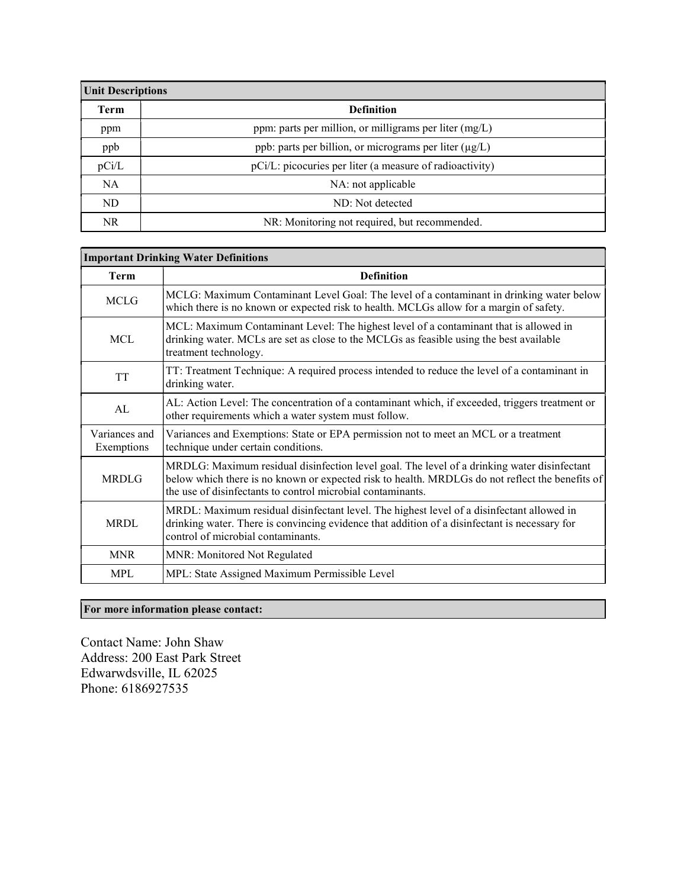| Unit Descriptions | |
|---|---|
| **Term** | **Definition** |
| ppm | ppm: parts per million, or milligrams per liter (mg/L) |
| ppb | ppb: parts per billion, or micrograms per liter (µg/L) |
| pCi/L | pCi/L: picocuries per liter (a measure of radioactivity) |
| NA | NA: not applicable |
| ND | ND: Not detected |
| NR | NR: Monitoring not required, but recommended. |

| Important Drinking Water Definitions | |
|---|---|
| **Term** | **Definition** |
| MCLG | MCLG: Maximum Contaminant Level Goal: The level of a contaminant in drinking water below which there is no known or expected risk to health. MCLGs allow for a margin of safety. |
| MCL | MCL: Maximum Contaminant Level: The highest level of a contaminant that is allowed in drinking water. MCLs are set as close to the MCLGs as feasible using the best available treatment technology. |
| TT | TT: Treatment Technique: A required process intended to reduce the level of a contaminant in drinking water. |
| AL | AL: Action Level: The concentration of a contaminant which, if exceeded, triggers treatment or other requirements which a water system must follow. |
| Variances and Exemptions | Variances and Exemptions: State or EPA permission not to meet an MCL or a treatment technique under certain conditions. |
| MRDLG | MRDLG: Maximum residual disinfection level goal. The level of a drinking water disinfectant below which there is no known or expected risk to health. MRDLGs do not reflect the benefits of the use of disinfectants to control microbial contaminants. |
| MRDL | MRDL: Maximum residual disinfectant level. The highest level of a disinfectant allowed in drinking water. There is convincing evidence that addition of a disinfectant is necessary for control of microbial contaminants. |
| MNR | MNR: Monitored Not Regulated |
| MPL | MPL: State Assigned Maximum Permissible Level |

**For more information please contact:**

Contact Name: John Shaw
Address: 200 East Park Street
Edwarwdsville, IL 62025
Phone: 6186927535